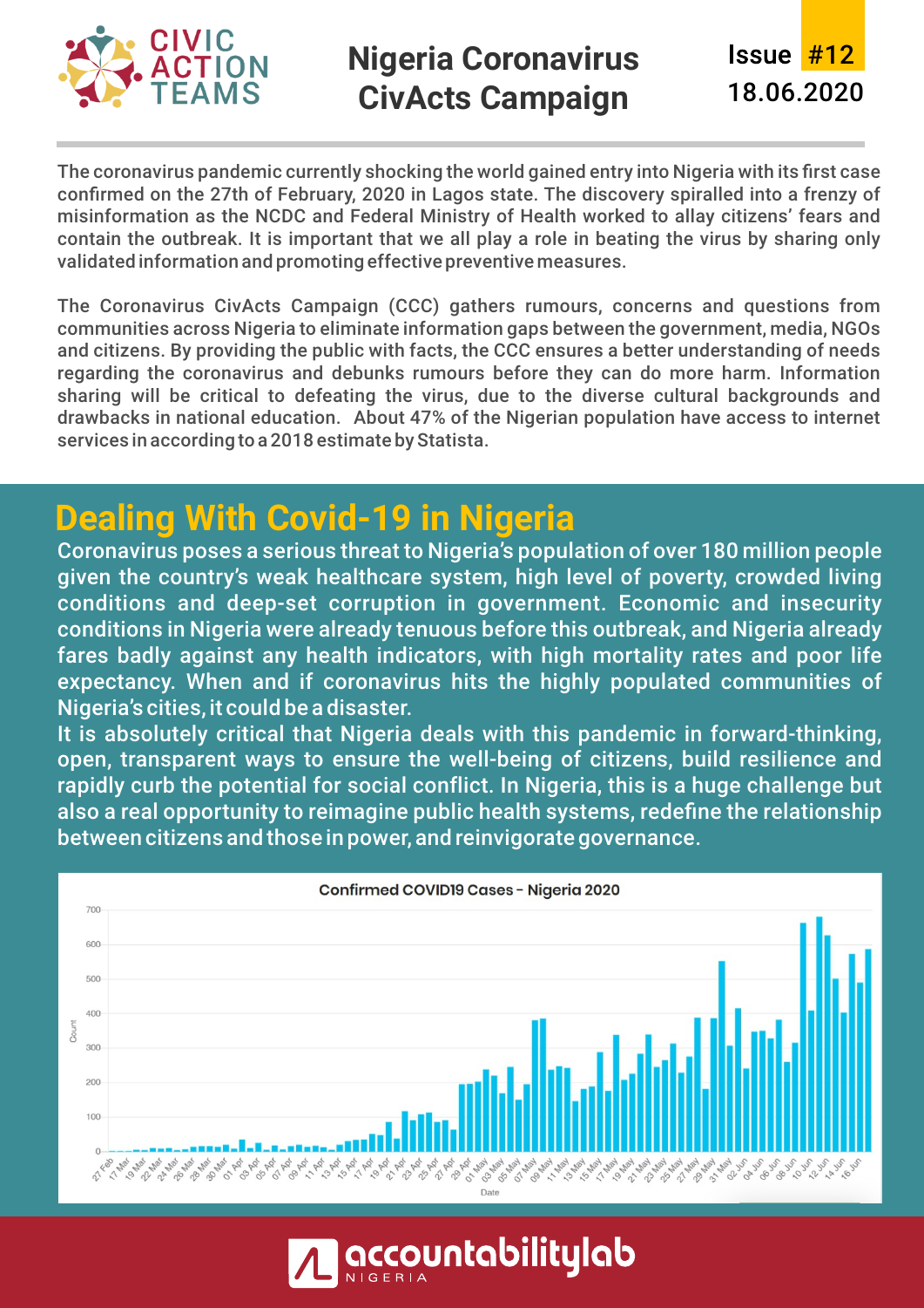# Nigeria Coronavirus CivActs Campaign

Issue #12
18.06.2020

The coronavirus pandemic currently shocking the world gained entry into Nigeria with its first case confirmed on the 27th of February, 2020 in Lagos state. The discovery spiralled into a frenzy of misinformation as the NCDC and Federal Ministry of Health worked to allay citizens' fears and contain the outbreak. It is important that we all play a role in beating the virus by sharing only validated information and promoting effective preventive measures.

The Coronavirus CivActs Campaign (CCC) gathers rumours, concerns and questions from communities across Nigeria to eliminate information gaps between the government, media, NGOs and citizens. By providing the public with facts, the CCC ensures a better understanding of needs regarding the coronavirus and debunks rumours before they can do more harm. Information sharing will be critical to defeating the virus, due to the diverse cultural backgrounds and drawbacks in national education. About 47% of the Nigerian population have access to internet services in according to a 2018 estimate by Statista.

## Dealing With Covid-19 in Nigeria

Coronavirus poses a serious threat to Nigeria's population of over 180 million people given the country's weak healthcare system, high level of poverty, crowded living conditions and deep-set corruption in government. Economic and insecurity conditions in Nigeria were already tenuous before this outbreak, and Nigeria already fares badly against any health indicators, with high mortality rates and poor life expectancy. When and if coronavirus hits the highly populated communities of Nigeria's cities, it could be a disaster.

It is absolutely critical that Nigeria deals with this pandemic in forward-thinking, open, transparent ways to ensure the well-being of citizens, build resilience and rapidly curb the potential for social conflict. In Nigeria, this is a huge challenge but also a real opportunity to reimagine public health systems, redefine the relationship between citizens and those in power, and reinvigorate governance.

Confirmed COVID19 Cases - Nigeria 2020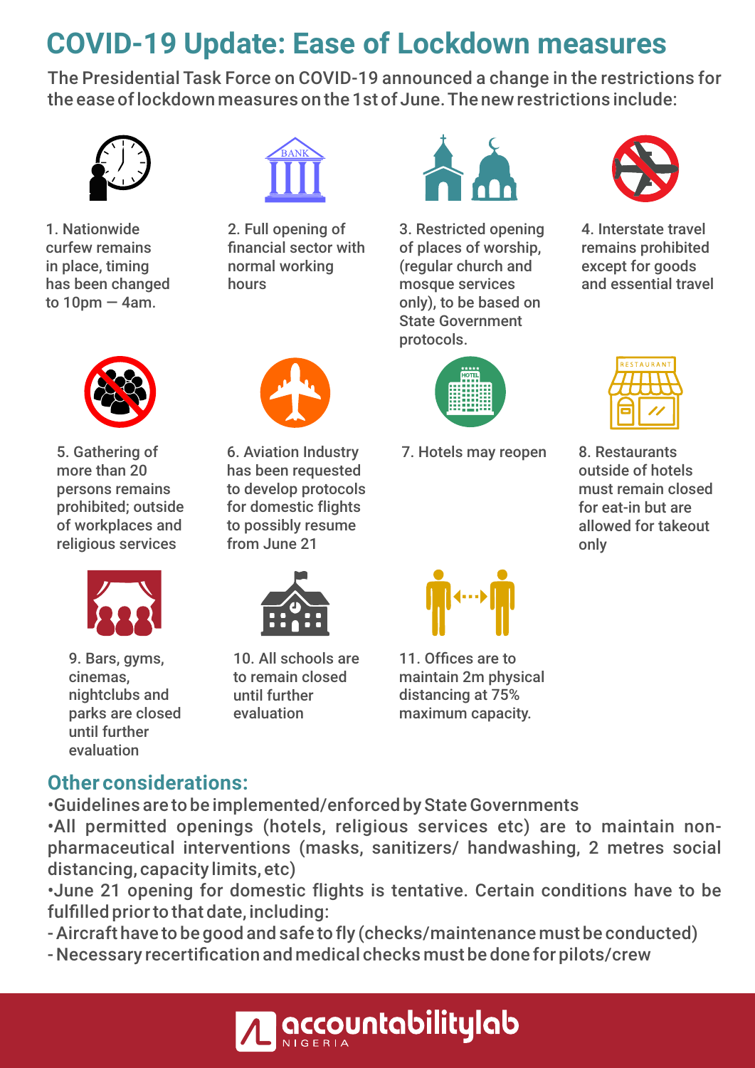# COVID-19 Update: Ease of Lockdown measures

The Presidential Task Force on COVID-19 announced a change in the restrictions for the ease of lockdown measures on the 1st of June. The new restrictions include:

1. Nationwide curfew remains in place, timing has been changed to 10pm — 4am.
2. Full opening of financial sector with normal working hours
3. Restricted opening of places of worship, (regular church and mosque services only), to be based on State Government protocols.
4. Interstate travel remains prohibited except for goods and essential travel
5. Gathering of more than 20 persons remains prohibited; outside of workplaces and religious services
6. Aviation Industry has been requested to develop protocols for domestic flights to possibly resume from June 21
7. Hotels may reopen
8. Restaurants outside of hotels must remain closed for eat-in but are allowed for takeout only
9. Bars, gyms, cinemas, nightclubs and parks are closed until further evaluation
10. All schools are to remain closed until further evaluation
11. Offices are to maintain 2m physical distancing at 75% maximum capacity.

## Other considerations:

- Guidelines are to be implemented/enforced by State Governments
- All permitted openings (hotels, religious services etc) are to maintain non-pharmaceutical interventions (masks, sanitizers/ handwashing, 2 metres social distancing, capacity limits, etc)
- June 21 opening for domestic flights is tentative. Certain conditions have to be fulfilled prior to that date, including:
  - Aircraft have to be good and safe to fly (checks/maintenance must be conducted)
  - Necessary recertification and medical checks must be done for pilots/crew

accountabilitylab NIGERIA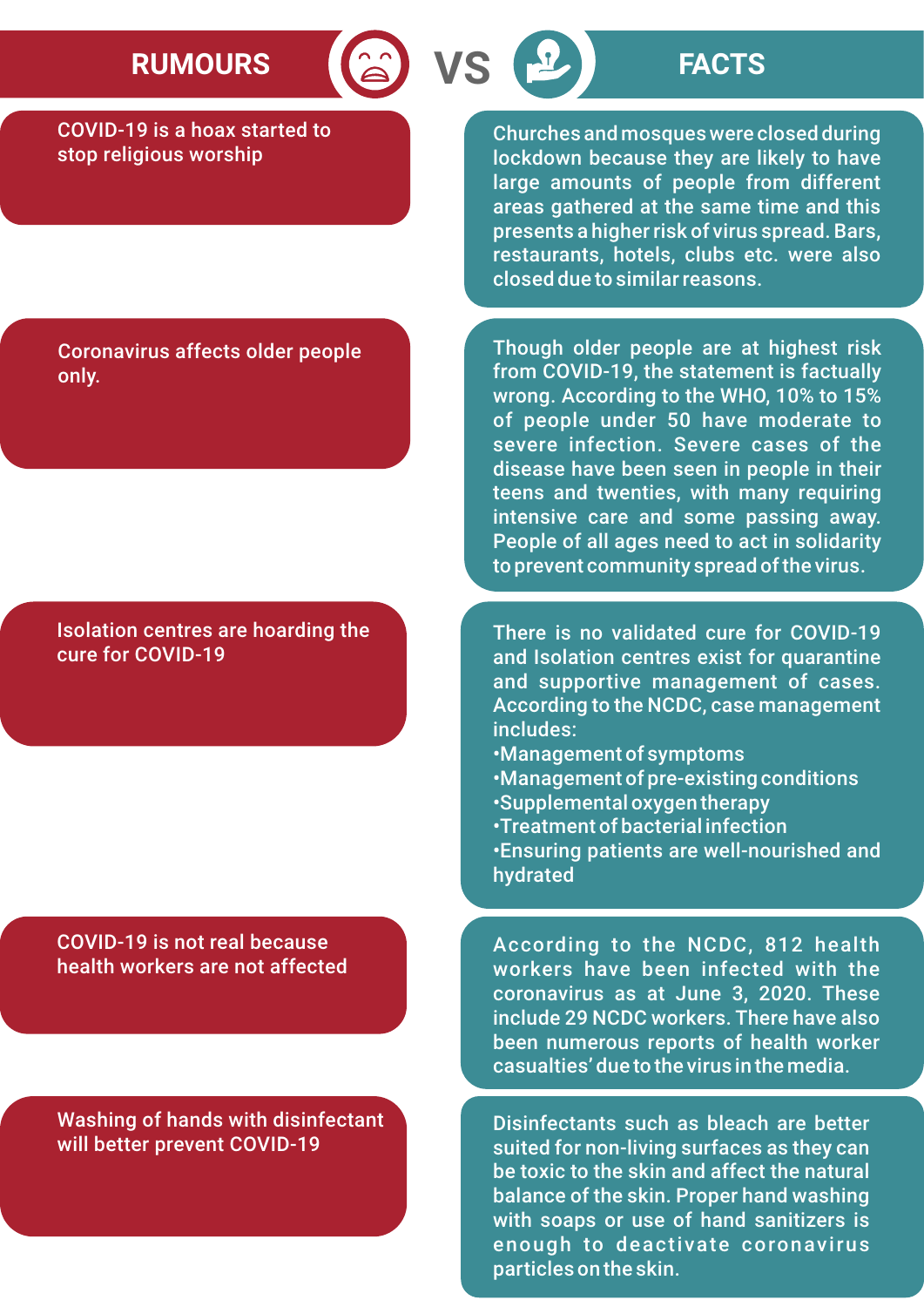| RUMOURS | FACTS |
| --- | --- |
| COVID-19 is a hoax started to stop religious worship | Churches and mosques were closed during lockdown because they are likely to have large amounts of people from different areas gathered at the same time and this presents a higher risk of virus spread. Bars, restaurants, hotels, clubs etc. were also closed due to similar reasons. |
| Coronavirus affects older people only. | Though older people are at highest risk from COVID-19, the statement is factually wrong. According to the WHO, 10% to 15% of people under 50 have moderate to severe infection. Severe cases of the disease have been seen in people in their teens and twenties, with many requiring intensive care and some passing away. People of all ages need to act in solidarity to prevent community spread of the virus. |
| Isolation centres are hoarding the cure for COVID-19 | There is no validated cure for COVID-19 and Isolation centres exist for quarantine and supportive management of cases. According to the NCDC, case management includes:<br>•Management of symptoms<br>•Management of pre-existing conditions<br>•Supplemental oxygen therapy<br>•Treatment of bacterial infection<br>•Ensuring patients are well-nourished and hydrated |
| COVID-19 is not real because health workers are not affected | According to the NCDC, 812 health workers have been infected with the coronavirus as at June 3, 2020. These include 29 NCDC workers. There have also been numerous reports of health worker casualties' due to the virus in the media. |
| Washing of hands with disinfectant will better prevent COVID-19 | Disinfectants such as bleach are better suited for non-living surfaces as they can be toxic to the skin and affect the natural balance of the skin. Proper hand washing with soaps or use of hand sanitizers is enough to deactivate coronavirus particles on the skin. |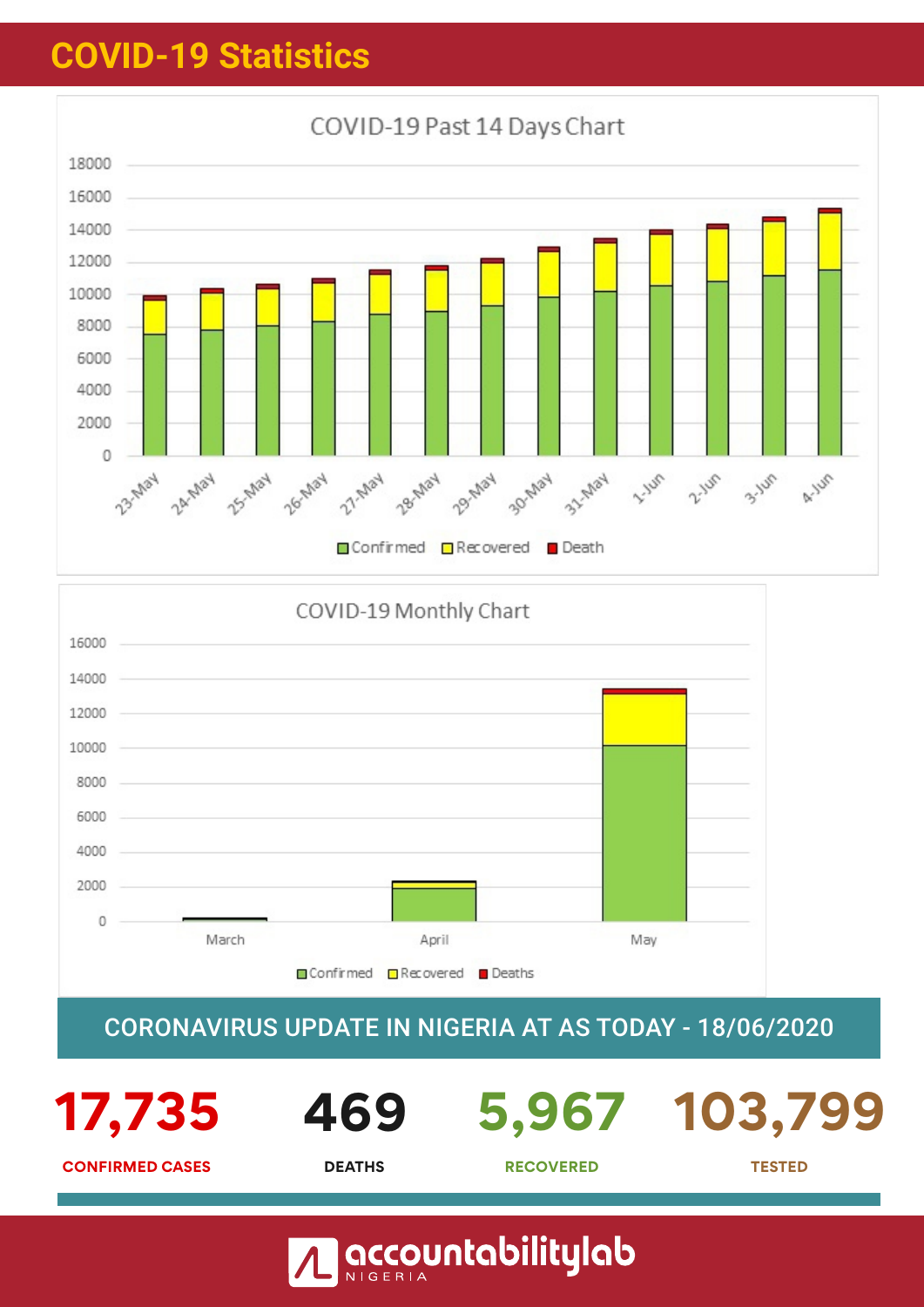# COVID-19 Statistics

COVID-19 Past 14 Days Chart

18000
16000
14000
12000
10000
8000
6000
4000
2000
0

23-May 24-May 25-May 26-May 27-May 28-May 29-May 30-May 31-May 1-Jun 2-Jun 3-Jun 4-Jun

Confirmed Recovered Death

COVID-19 Monthly Chart

16000
14000
12000
10000
8000
6000
4000
2000
0

March April May

Confirmed Recovered Deaths

## CORONAVIRUS UPDATE IN NIGERIA AT AS TODAY - 18/06/2020

**17,735**
CONFIRMED CASES

**469**
DEATHS

**5,967**
RECOVERED

**103,799**
TESTED

accountabilitylab NIGERIA